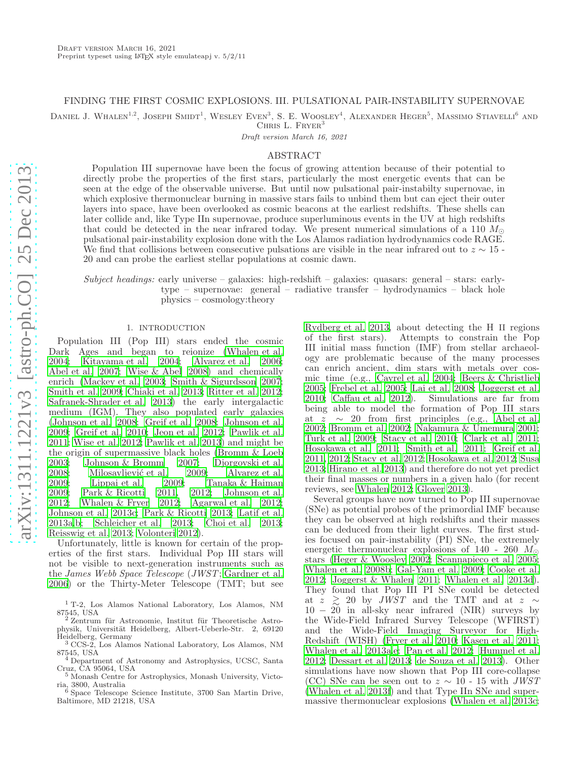Draft version March 16, 2021
Preprint typeset using LaTeX style emulateapj v. 5/2/11

# FINDING THE FIRST COSMIC EXPLOSIONS. III. PULSATIONAL PAIR-INSTABILITY SUPERNOVAE

Daniel J. Whalen[1,2], Joseph Smidt[1], Wesley Even[3], S. E. Woosley[4], Alexander Heger[5], Massimo Stiavelli[6] and Chris L. Fryer[3]

*Draft version March 16, 2021*

## ABSTRACT

Population III supernovae have been the focus of growing attention because of their potential to directly probe the properties of the first stars, particularly the most energetic events that can be seen at the edge of the observable universe. But until now pulsational pair-instabilty supernovae, in which explosive thermonuclear burning in massive stars fails to unbind them but can eject their outer layers into space, have been overlooked as cosmic beacons at the earliest redshifts. These shells can later collide and, like Type IIn supernovae, produce superluminous events in the UV at high redshifts that could be detected in the near infrared today. We present numerical simulations of a 110 $M_\odot$ pulsational pair-instability explosion done with the Los Alamos radiation hydrodynamics code RAGE. We find that collisions between consecutive pulsations are visible in the near infrared out to $z \sim 15$ - 20 and can probe the earliest stellar populations at cosmic dawn.

*Subject headings:* early universe – galaxies: high-redshift – galaxies: quasars: general – stars: early-type – supernovae: general – radiative transfer – hydrodynamics – black hole physics – cosmology:theory

## 1. INTRODUCTION

Population III (Pop III) stars ended the cosmic Dark Ages and began to reionize (Whalen et al. 2004; Kitayama et al. 2004; Alvarez et al. 2006; Abel et al. 2007; Wise & Abel 2008) and chemically enrich (Mackey et al. 2003; Smith & Sigurdsson 2007; Smith et al. 2009; Chiaki et al. 2013; Ritter et al. 2012; Safranek-Shrader et al. 2013) the early intergalactic medium (IGM). They also populated early galaxies (Johnson et al. 2008; Greif et al. 2008; Johnson et al. 2009; Greif et al. 2010; Jeon et al. 2012; Pawlik et al. 2011; Wise et al. 2012; Pawlik et al. 2013) and might be the origin of supermassive black holes (Bromm & Loeb 2003; Johnson & Bromm 2007; Djorgovski et al. 2008; Milosavljević et al. 2009; Alvarez et al. 2009; Lippai et al. 2009; Tanaka & Haiman 2009; Park & Ricotti 2011, 2012; Johnson et al. 2012; Whalen & Fryer 2012; Agarwal et al. 2012; Johnson et al. 2013c; Park & Ricotti 2013; Latif et al. 2013a,b; Schleicher et al. 2013; Choi et al. 2013; Reisswig et al. 2013; Volonteri 2012).

Unfortunately, little is known for certain of the properties of the first stars. Individual Pop III stars will not be visible to next-generation instruments such as the *James Webb Space Telescope* (*JWST*; Gardner et al. 2006) or the Thirty-Meter Telescope (TMT; but see Rydberg et al. 2013, about detecting the H II regions of the first stars). Attempts to constrain the Pop III initial mass function (IMF) from stellar archaeology are problematic because of the many processes can enrich ancient, dim stars with metals over cosmic time (e.g., Cayrel et al. 2004; Beers & Christlieb 2005; Frebel et al. 2005; Lai et al. 2008; Joggerst et al. 2010; Caffau et al. 2012). Simulations are far from being able to model the formation of Pop III stars at $z \sim 20$ from first principles (e.g., Abel et al. 2002; Bromm et al. 2002; Nakamura & Umemura 2001; Turk et al. 2009; Stacy et al. 2010; Clark et al. 2011; Hosokawa et al. 2011; Smith et al. 2011; Greif et al. 2011, 2012; Stacy et al. 2012; Hosokawa et al. 2012; Susa 2013; Hirano et al. 2013) and therefore do not yet predict their final masses or numbers in a given halo (for recent reviews, see Whalen 2012; Glover 2013).

Several groups have now turned to Pop III supernovae (SNe) as potential probes of the primordial IMF because they can be observed at high redshifts and their masses can be deduced from their light curves. The first studies focused on pair-instability (PI) SNe, the extremely energetic thermonuclear explosions of 140 - 260 $M_\odot$ stars (Heger & Woosley 2002; Scannapieco et al. 2005; Whalen et al. 2008b; Gal-Yam et al. 2009; Cooke et al. 2012; Joggerst & Whalen 2011; Whalen et al. 2013d). They found that Pop III PI SNe could be detected at $z \gtrsim 20$ by *JWST* and the TMT and at $z \sim 10 - 20$ in all-sky near infrared (NIR) surveys by the Wide-Field Infrared Survey Telescope (WFIRST) and the Wide-Field Imaging Surveyor for High-Redshift (WISH) (Fryer et al. 2010; Kasen et al. 2011; Whalen et al. 2013a,e; Pan et al. 2012; Hummel et al. 2012; Dessart et al. 2013; de Souza et al. 2013). Other simulations have now shown that Pop III core-collapse (CC) SNe can be seen out to $z \sim 10$ - 15 with *JWST* (Whalen et al. 2013f) and that Type IIn SNe and supermassive thermonuclear explosions (Whalen et al. 2013c;

[1] T-2, Los Alamos National Laboratory, Los Alamos, NM 87545, USA
[2] Zentrum für Astronomie, Institut für Theoretische Astrophysik, Universität Heidelberg, Albert-Ueberle-Str. 2, 69120 Heidelberg, Germany
[3] CCS-2, Los Alamos National Laboratory, Los Alamos, NM 87545, USA
[4] Department of Astronomy and Astrophysics, UCSC, Santa Cruz, CA 95064, USA
[5] Monash Centre for Astrophysics, Monash University, Victoria, 3800, Australia
[6] Space Telescope Science Institute, 3700 San Martin Drive, Baltimore, MD 21218, USA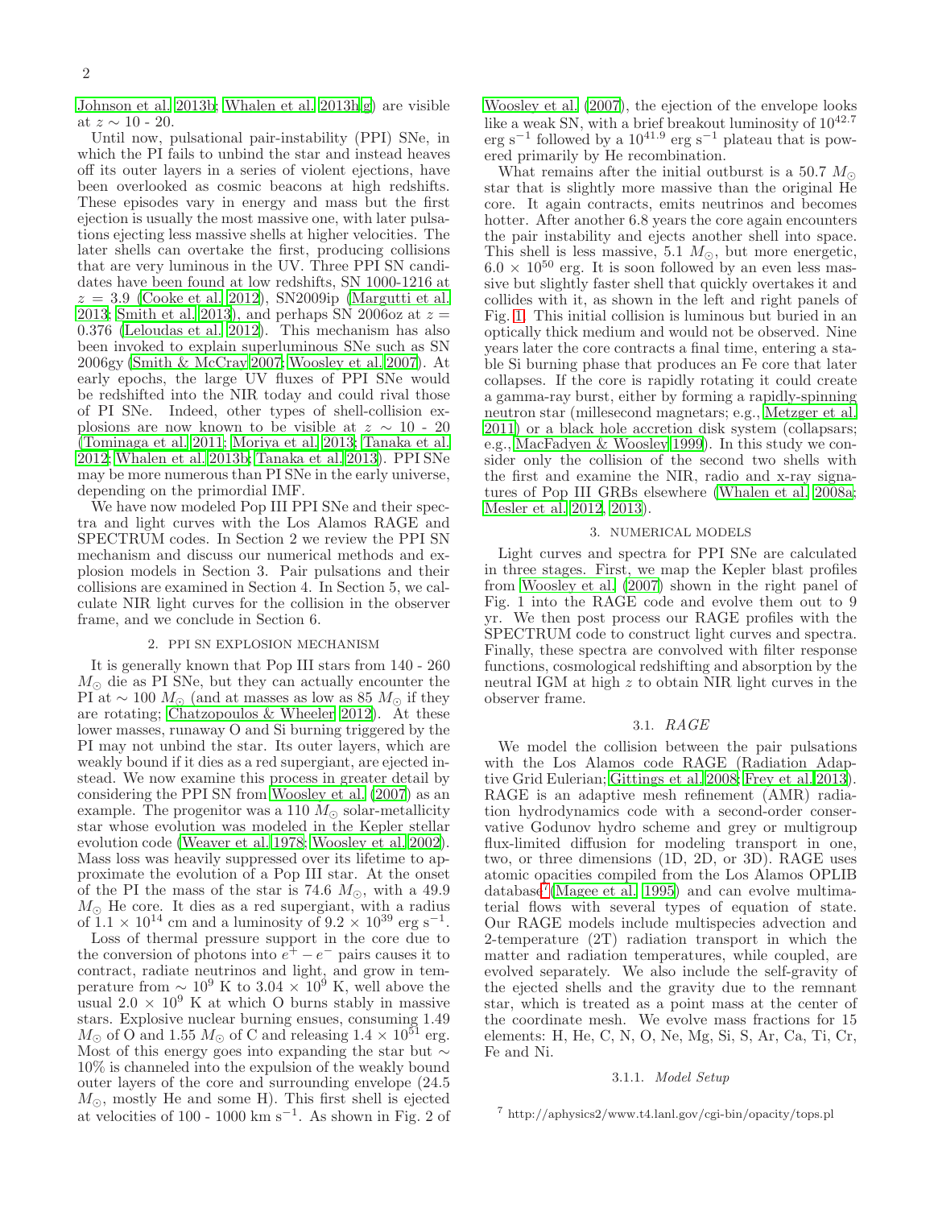Johnson et al. 2013b; Whalen et al. 2013h,g) are visible at $z \sim 10$ - 20.

Until now, pulsational pair-instability (PPI) SNe, in which the PI fails to unbind the star and instead heaves off its outer layers in a series of violent ejections, have been overlooked as cosmic beacons at high redshifts. These episodes vary in energy and mass but the first ejection is usually the most massive one, with later pulsations ejecting less massive shells at higher velocities. The later shells can overtake the first, producing collisions that are very luminous in the UV. Three PPI SN candidates have been found at low redshifts, SN 1000-1216 at $z = 3.9$ (Cooke et al. 2012), SN2009ip (Margutti et al. 2013; Smith et al. 2013), and perhaps SN 2006oz at $z = 0.376$ (Leloudas et al. 2012). This mechanism has also been invoked to explain superluminous SNe such as SN 2006gy (Smith & McCray 2007; Woosley et al. 2007). At early epochs, the large UV fluxes of PPI SNe would be redshifted into the NIR today and could rival those of PI SNe. Indeed, other types of shell-collision explosions are now known to be visible at $z \sim 10$ - 20 (Tominaga et al. 2011; Moriya et al. 2013; Tanaka et al. 2012; Whalen et al. 2013b; Tanaka et al. 2013). PPI SNe may be more numerous than PI SNe in the early universe, depending on the primordial IMF.

We have now modeled Pop III PPI SNe and their spectra and light curves with the Los Alamos RAGE and SPECTRUM codes. In Section 2 we review the PPI SN mechanism and discuss our numerical methods and explosion models in Section 3. Pair pulsations and their collisions are examined in Section 4. In Section 5, we calculate NIR light curves for the collision in the observer frame, and we conclude in Section 6.

## 2. PPI SN EXPLOSION MECHANISM

It is generally known that Pop III stars from 140 - 260 $M_\odot$ die as PI SNe, but they can actually encounter the PI at $\sim 100$ $M_\odot$ (and at masses as low as 85 $M_\odot$ if they are rotating; Chatzopoulos & Wheeler 2012). At these lower masses, runaway O and Si burning triggered by the PI may not unbind the star. Its outer layers, which are weakly bound if it dies as a red supergiant, are ejected instead. We now examine this process in greater detail by considering the PPI SN from Woosley et al. (2007) as an example. The progenitor was a 110 $M_\odot$ solar-metallicity star whose evolution was modeled in the Kepler stellar evolution code (Weaver et al. 1978; Woosley et al. 2002). Mass loss was heavily suppressed over its lifetime to approximate the evolution of a Pop III star. At the onset of the PI the mass of the star is 74.6 $M_\odot$, with a 49.9 $M_\odot$ He core. It dies as a red supergiant, with a radius of $1.1 \times 10^{14}$ cm and a luminosity of $9.2 \times 10^{39}$ erg s$^{-1}$.

Loss of thermal pressure support in the core due to the conversion of photons into $e^+ - e^-$ pairs causes it to contract, radiate neutrinos and light, and grow in temperature from $\sim 10^9$ K to $3.04 \times 10^9$ K, well above the usual $2.0 \times 10^9$ K at which O burns stably in massive stars. Explosive nuclear burning ensues, consuming 1.49 $M_\odot$ of O and 1.55 $M_\odot$ of C and releasing $1.4 \times 10^{51}$ erg. Most of this energy goes into expanding the star but $\sim 10\%$ is channeled into the expulsion of the weakly bound outer layers of the core and surrounding envelope (24.5 $M_\odot$, mostly He and some H). This first shell is ejected at velocities of 100 - 1000 km s$^{-1}$. As shown in Fig. 2 of Woosley et al. (2007), the ejection of the envelope looks like a weak SN, with a brief breakout luminosity of $10^{42.7}$ erg s$^{-1}$ followed by a $10^{41.9}$ erg s$^{-1}$ plateau that is powered primarily by He recombination.

What remains after the initial outburst is a 50.7 $M_\odot$ star that is slightly more massive than the original He core. It again contracts, emits neutrinos and becomes hotter. After another 6.8 years the core again encounters the pair instability and ejects another shell into space. This shell is less massive, 5.1 $M_\odot$, but more energetic, $6.0 \times 10^{50}$ erg. It is soon followed by an even less massive but slightly faster shell that quickly overtakes it and collides with it, as shown in the left and right panels of Fig. 1. This initial collision is luminous but buried in an optically thick medium and would not be observed. Nine years later the core contracts a final time, entering a stable Si burning phase that produces an Fe core that later collapses. If the core is rapidly rotating it could create a gamma-ray burst, either by forming a rapidly-spinning neutron star (millesecond magnetars; e.g., Metzger et al. 2011) or a black hole accretion disk system (collapsars; e.g., MacFadyen & Woosley 1999). In this study we consider only the collision of the second two shells with the first and examine the NIR, radio and x-ray signatures of Pop III GRBs elsewhere (Whalen et al. 2008a; Mesler et al. 2012, 2013).

## 3. NUMERICAL MODELS

Light curves and spectra for PPI SNe are calculated in three stages. First, we map the Kepler blast profiles from Woosley et al. (2007) shown in the right panel of Fig. 1 into the RAGE code and evolve them out to 9 yr. We then post process our RAGE profiles with the SPECTRUM code to construct light curves and spectra. Finally, these spectra are convolved with filter response functions, cosmological redshifting and absorption by the neutral IGM at high $z$ to obtain NIR light curves in the observer frame.

### 3.1. *RAGE*

We model the collision between the pair pulsations with the Los Alamos code RAGE (Radiation Adaptive Grid Eulerian; Gittings et al. 2008; Frey et al. 2013). RAGE is an adaptive mesh refinement (AMR) radiation hydrodynamics code with a second-order conservative Godunov hydro scheme and grey or multigroup flux-limited diffusion for modeling transport in one, two, or three dimensions (1D, 2D, or 3D). RAGE uses atomic opacities compiled from the Los Alamos OPLIB database[7] (Magee et al. 1995) and can evolve multimaterial flows with several types of equation of state. Our RAGE models include multispecies advection and 2-temperature (2T) radiation transport in which the matter and radiation temperatures, while coupled, are evolved separately. We also include the self-gravity of the ejected shells and the gravity due to the remnant star, which is treated as a point mass at the center of the coordinate mesh. We evolve mass fractions for 15 elements: H, He, C, N, O, Ne, Mg, Si, S, Ar, Ca, Ti, Cr, Fe and Ni.

#### 3.1.1. *Model Setup*

[7] http://aphysics2/www.t4.lanl.gov/cgi-bin/opacity/tops.pl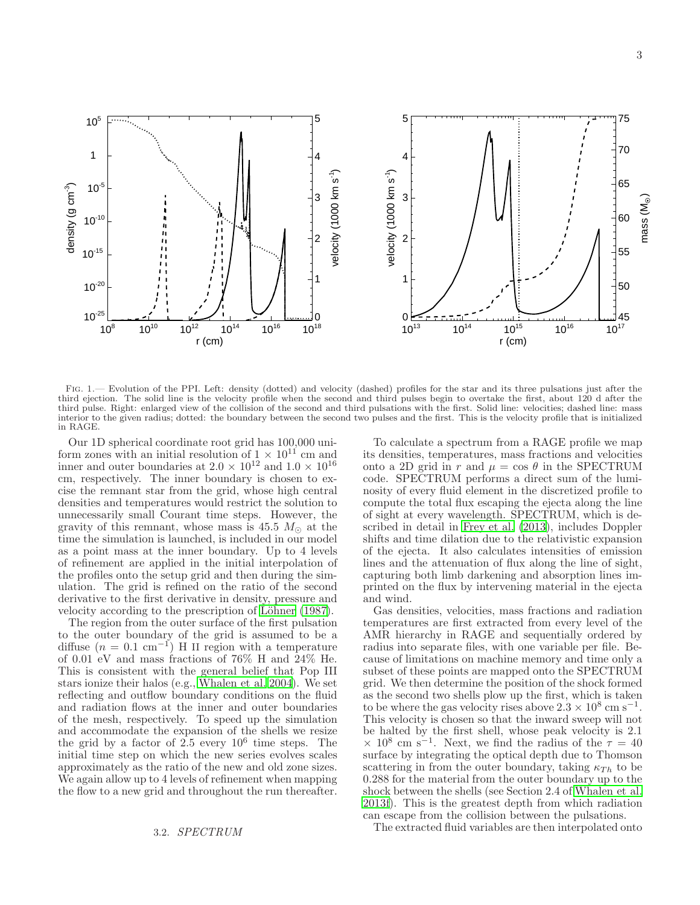FIG. 1.— Evolution of the PPI. Left: density (dotted) and velocity (dashed) profiles for the star and its three pulsations just after the third ejection. The solid line is the velocity profile when the second and third pulses begin to overtake the first, about 120 d after the third pulse. Right: enlarged view of the collision of the second and third pulsations with the first. Solid line: velocities; dashed line: mass interior to the given radius; dotted: the boundary between the second two pulses and the first. This is the velocity profile that is initialized in RAGE.

Our 1D spherical coordinate root grid has 100,000 uniform zones with an initial resolution of $1 \times 10^{11}$ cm and inner and outer boundaries at $2.0 \times 10^{12}$ and $1.0 \times 10^{16}$ cm, respectively. The inner boundary is chosen to excise the remnant star from the grid, whose high central densities and temperatures would restrict the solution to unnecessarily small Courant time steps. However, the gravity of this remnant, whose mass is 45.5 $M_{\odot}$ at the time the simulation is launched, is included in our model as a point mass at the inner boundary. Up to 4 levels of refinement are applied in the initial interpolation of the profiles onto the setup grid and then during the simulation. The grid is refined on the ratio of the second derivative to the first derivative in density, pressure and velocity according to the prescription of Löhner (1987).

The region from the outer surface of the first pulsation to the outer boundary of the grid is assumed to be a diffuse ($n = 0.1$ cm$^{-1}$) H II region with a temperature of 0.01 eV and mass fractions of 76% H and 24% He. This is consistent with the general belief that Pop III stars ionize their halos (e.g., Whalen et al. 2004). We set reflecting and outflow boundary conditions on the fluid and radiation flows at the inner and outer boundaries of the mesh, respectively. To speed up the simulation and accommodate the expansion of the shells we resize the grid by a factor of 2.5 every $10^6$ time steps. The initial time step on which the new series evolves scales approximately as the ratio of the new and old zone sizes. We again allow up to 4 levels of refinement when mapping the flow to a new grid and throughout the run thereafter.

### 3.2. *SPECTRUM*

To calculate a spectrum from a RAGE profile we map its densities, temperatures, mass fractions and velocities onto a 2D grid in $r$ and $\mu = \cos\theta$ in the SPECTRUM code. SPECTRUM performs a direct sum of the luminosity of every fluid element in the discretized profile to compute the total flux escaping the ejecta along the line of sight at every wavelength. SPECTRUM, which is described in detail in Frey et al. (2013), includes Doppler shifts and time dilation due to the relativistic expansion of the ejecta. It also calculates intensities of emission lines and the attenuation of flux along the line of sight, capturing both limb darkening and absorption lines imprinted on the flux by intervening material in the ejecta and wind.

Gas densities, velocities, mass fractions and radiation temperatures are first extracted from every level of the AMR hierarchy in RAGE and sequentially ordered by radius into separate files, with one variable per file. Because of limitations on machine memory and time only a subset of these points are mapped onto the SPECTRUM grid. We then determine the position of the shock formed as the second two shells plow up the first, which is taken to be where the gas velocity rises above $2.3 \times 10^8$ cm s$^{-1}$. This velocity is chosen so that the inward sweep will not be halted by the first shell, whose peak velocity is 2.1 $\times$ $10^8$ cm s$^{-1}$. Next, we find the radius of the $\tau = 40$ surface by integrating the optical depth due to Thomson scattering in from the outer boundary, taking $\kappa_{Th}$ to be 0.288 for the material from the outer boundary up to the shock between the shells (see Section 2.4 of Whalen et al. 2013f). This is the greatest depth from which radiation can escape from the collision between the pulsations.

The extracted fluid variables are then interpolated onto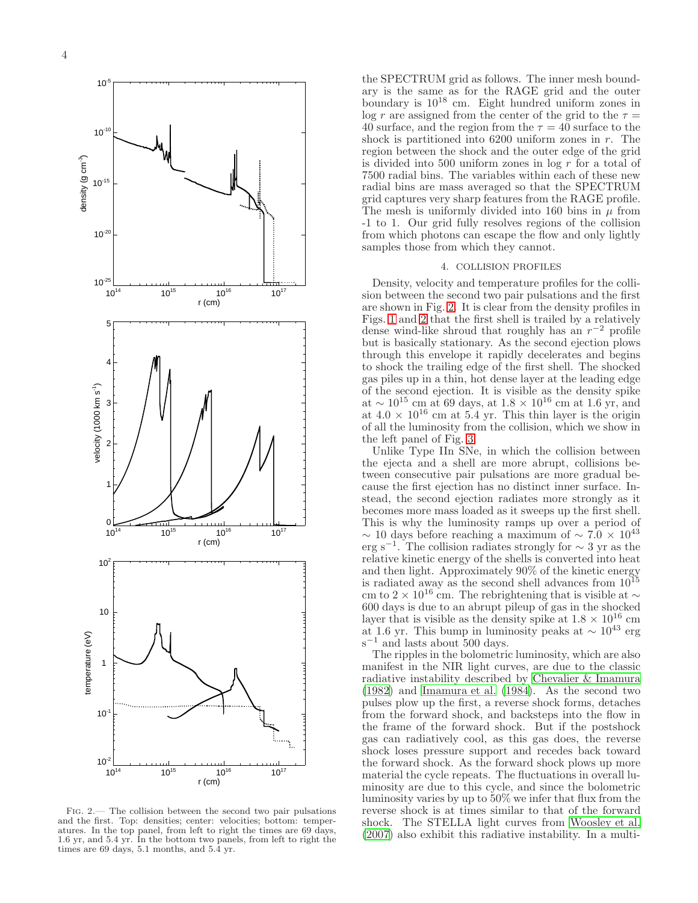the SPECTRUM grid as follows. The inner mesh boundary is the same as for the RAGE grid and the outer boundary is $10^{18}$ cm. Eight hundred uniform zones in $\log r$ are assigned from the center of the grid to the $\tau = 40$ surface, and the region from the $\tau = 40$ surface to the shock is partitioned into 6200 uniform zones in $r$. The region between the shock and the outer edge of the grid is divided into 500 uniform zones in $\log r$ for a total of 7500 radial bins. The variables within each of these new radial bins are mass averaged so that the SPECTRUM grid captures very sharp features from the RAGE profile. The mesh is uniformly divided into 160 bins in $\mu$ from -1 to 1. Our grid fully resolves regions of the collision from which photons can escape the flow and only lightly samples those from which they cannot.

## 4. COLLISION PROFILES

Density, velocity and temperature profiles for the collision between the second two pair pulsations and the first are shown in Fig. 2. It is clear from the density profiles in Figs. 1 and 2 that the first shell is trailed by a relatively dense wind-like shroud that roughly has an $r^{-2}$ profile but is basically stationary. As the second ejection plows through this envelope it rapidly decelerates and begins to shock the trailing edge of the first shell. The shocked gas piles up in a thin, hot dense layer at the leading edge of the second ejection. It is visible as the density spike at $\sim 10^{15}$ cm at 69 days, at $1.8 \times 10^{16}$ cm at 1.6 yr, and at $4.0 \times 10^{16}$ cm at 5.4 yr. This thin layer is the origin of all the luminosity from the collision, which we show in the left panel of Fig. 3.

Unlike Type IIn SNe, in which the collision between the ejecta and a shell are more abrupt, collisions between consecutive pair pulsations are more gradual because the first ejection has no distinct inner surface. Instead, the second ejection radiates more strongly as it becomes more mass loaded as it sweeps up the first shell. This is why the luminosity ramps up over a period of $\sim$ 10 days before reaching a maximum of $\sim 7.0 \times 10^{43}$ erg s$^{-1}$. The collision radiates strongly for $\sim$ 3 yr as the relative kinetic energy of the shells is converted into heat and then light. Approximately 90% of the kinetic energy is radiated away as the second shell advances from $10^{15}$ cm to $2 \times 10^{16}$ cm. The rebrightening that is visible at $\sim$ 600 days is due to an abrupt pileup of gas in the shocked layer that is visible as the density spike at $1.8 \times 10^{16}$ cm at 1.6 yr. This bump in luminosity peaks at $\sim 10^{43}$ erg s$^{-1}$ and lasts about 500 days.

The ripples in the bolometric luminosity, which are also manifest in the NIR light curves, are due to the classic radiative instability described by Chevalier & Imamura (1982) and Imamura et al. (1984). As the second two pulses plow up the first, a reverse shock forms, detaches from the forward shock, and backsteps into the flow in the frame of the forward shock. But if the postshock gas can radiatively cool, as this gas does, the reverse shock loses pressure support and recedes back toward the forward shock. As the forward shock plows up more material the cycle repeats. The fluctuations in overall luminosity are due to this cycle, and since the bolometric luminosity varies by up to 50% we infer that flux from the reverse shock is at times similar to that of the forward shock. The STELLA light curves from Woosley et al. (2007) also exhibit this radiative instability. In a multi-

Fig. 2.— The collision between the second two pair pulsations and the first. Top: densities; center: velocities; bottom: temperatures. In the top panel, from left to right the times are 69 days, 1.6 yr, and 5.4 yr. In the bottom two panels, from left to right the times are 69 days, 5.1 months, and 5.4 yr.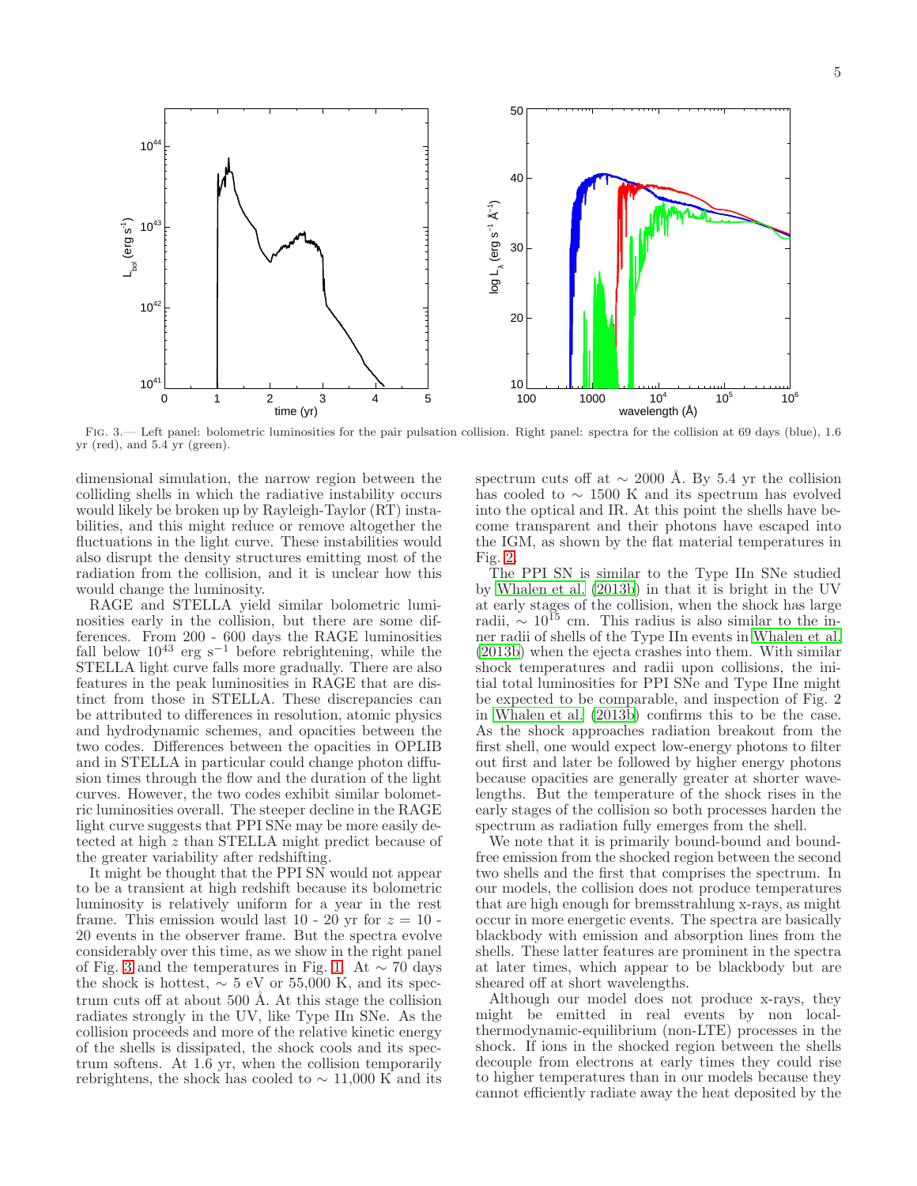FIG. 3.— Left panel: bolometric luminosities for the pair pulsation collision. Right panel: spectra for the collision at 69 days (blue), 1.6 yr (red), and 5.4 yr (green).

dimensional simulation, the narrow region between the colliding shells in which the radiative instability occurs would likely be broken up by Rayleigh-Taylor (RT) instabilities, and this might reduce or remove altogether the fluctuations in the light curve. These instabilities would also disrupt the density structures emitting most of the radiation from the collision, and it is unclear how this would change the luminosity.

RAGE and STELLA yield similar bolometric luminosities early in the collision, but there are some differences. From 200 - 600 days the RAGE luminosities fall below $10^{43}$ erg s$^{-1}$ before rebrightening, while the STELLA light curve falls more gradually. There are also features in the peak luminosities in RAGE that are distinct from those in STELLA. These discrepancies can be attributed to differences in resolution, atomic physics and hydrodynamic schemes, and opacities between the two codes. Differences between the opacities in OPLIB and in STELLA in particular could change photon diffusion times through the flow and the duration of the light curves. However, the two codes exhibit similar bolometric luminosities overall. The steeper decline in the RAGE light curve suggests that PPI SNe may be more easily detected at high $z$ than STELLA might predict because of the greater variability after redshifting.

It might be thought that the PPI SN would not appear to be a transient at high redshift because its bolometric luminosity is relatively uniform for a year in the rest frame. This emission would last 10 - 20 yr for $z = 10$ - 20 events in the observer frame. But the spectra evolve considerably over this time, as we show in the right panel of Fig. 3 and the temperatures in Fig. 1. At $\sim 70$ days the shock is hottest, $\sim 5$ eV or 55,000 K, and its spectrum cuts off at about 500 Å. At this stage the collision radiates strongly in the UV, like Type IIn SNe. As the collision proceeds and more of the relative kinetic energy of the shells is dissipated, the shock cools and its spectrum softens. At 1.6 yr, when the collision temporarily rebrightens, the shock has cooled to $\sim 11{,}000$ K and its spectrum cuts off at $\sim 2000$ Å. By 5.4 yr the collision has cooled to $\sim 1500$ K and its spectrum has evolved into the optical and IR. At this point the shells have become transparent and their photons have escaped into the IGM, as shown by the flat material temperatures in Fig. 2.

The PPI SN is similar to the Type IIn SNe studied by Whalen et al. (2013b) in that it is bright in the UV at early stages of the collision, when the shock has large radii, $\sim 10^{15}$ cm. This radius is also similar to the inner radii of shells of the Type IIn events in Whalen et al. (2013b) when the ejecta crashes into them. With similar shock temperatures and radii upon collisions, the initial total luminosities for PPI SNe and Type IIne might be expected to be comparable, and inspection of Fig. 2 in Whalen et al. (2013b) confirms this to be the case. As the shock approaches radiation breakout from the first shell, one would expect low-energy photons to filter out first and later be followed by higher energy photons because opacities are generally greater at shorter wavelengths. But the temperature of the shock rises in the early stages of the collision so both processes harden the spectrum as radiation fully emerges from the shell.

We note that it is primarily bound-bound and bound-free emission from the shocked region between the second two shells and the first that comprises the spectrum. In our models, the collision does not produce temperatures that are high enough for bremsstrahlung x-rays, as might occur in more energetic events. The spectra are basically blackbody with emission and absorption lines from the shells. These latter features are prominent in the spectra at later times, which appear to be blackbody but are sheared off at short wavelengths.

Although our model does not produce x-rays, they might be emitted in real events by non local-thermodynamic-equilibrium (non-LTE) processes in the shock. If ions in the shocked region between the shells decouple from electrons at early times they could rise to higher temperatures than in our models because they cannot efficiently radiate away the heat deposited by the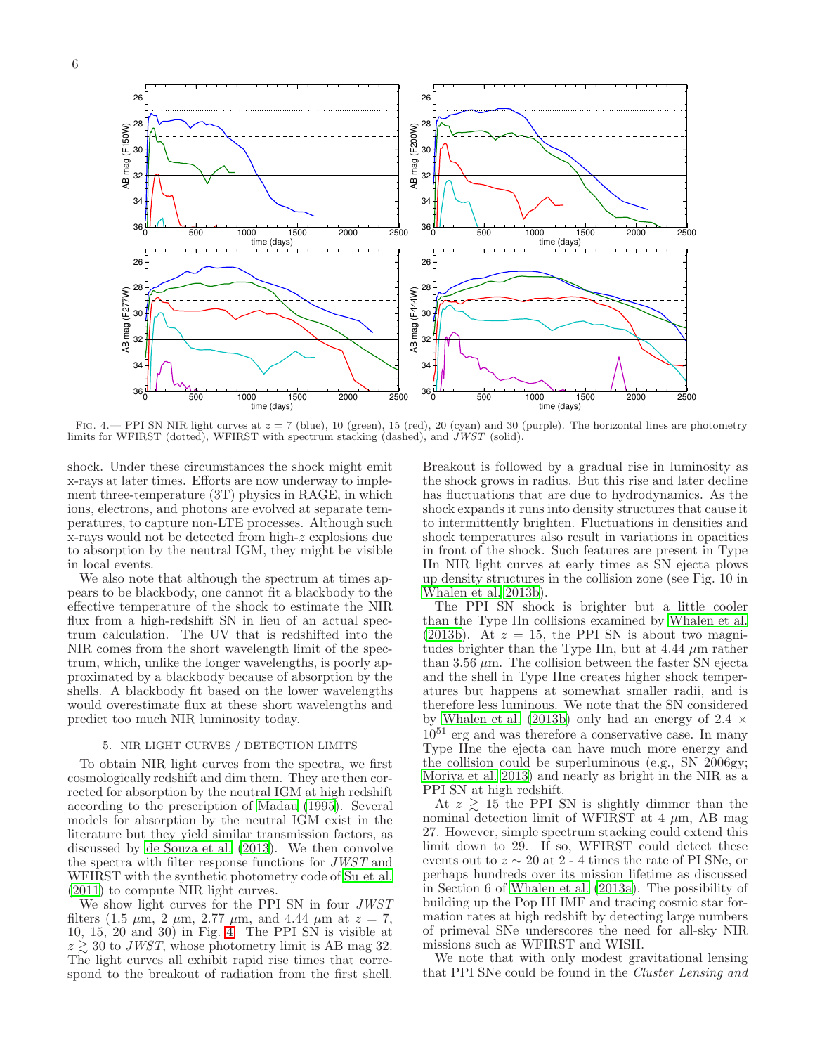FIG. 4.— PPI SN NIR light curves at $z = 7$ (blue), 10 (green), 15 (red), 20 (cyan) and 30 (purple). The horizontal lines are photometry limits for WFIRST (dotted), WFIRST with spectrum stacking (dashed), and *JWST* (solid).

shock. Under these circumstances the shock might emit x-rays at later times. Efforts are now underway to implement three-temperature (3T) physics in RAGE, in which ions, electrons, and photons are evolved at separate temperatures, to capture non-LTE processes. Although such x-rays would not be detected from high-$z$ explosions due to absorption by the neutral IGM, they might be visible in local events.

We also note that although the spectrum at times appears to be blackbody, one cannot fit a blackbody to the effective temperature of the shock to estimate the NIR flux from a high-redshift SN in lieu of an actual spectrum calculation. The UV that is redshifted into the NIR comes from the short wavelength limit of the spectrum, which, unlike the longer wavelengths, is poorly approximated by a blackbody because of absorption by the shells. A blackbody fit based on the lower wavelengths would overestimate flux at these short wavelengths and predict too much NIR luminosity today.

## 5. NIR LIGHT CURVES / DETECTION LIMITS

To obtain NIR light curves from the spectra, we first cosmologically redshift and dim them. They are then corrected for absorption by the neutral IGM at high redshift according to the prescription of Madau (1995). Several models for absorption by the neutral IGM exist in the literature but they yield similar transmission factors, as discussed by de Souza et al. (2013). We then convolve the spectra with filter response functions for *JWST* and WFIRST with the synthetic photometry code of Su et al. (2011) to compute NIR light curves.

We show light curves for the PPI SN in four *JWST* filters (1.5 $\mu$m, 2 $\mu$m, 2.77 $\mu$m, and 4.44 $\mu$m at $z = 7$, 10, 15, 20 and 30) in Fig. 4. The PPI SN is visible at $z \gtrsim 30$ to *JWST*, whose photometry limit is AB mag 32. The light curves all exhibit rapid rise times that correspond to the breakout of radiation from the first shell. Breakout is followed by a gradual rise in luminosity as the shock grows in radius. But this rise and later decline has fluctuations that are due to hydrodynamics. As the shock expands it runs into density structures that cause it to intermittently brighten. Fluctuations in densities and shock temperatures also result in variations in opacities in front of the shock. Such features are present in Type IIn NIR light curves at early times as SN ejecta plows up density structures in the collision zone (see Fig. 10 in Whalen et al. 2013b).

The PPI SN shock is brighter but a little cooler than the Type IIn collisions examined by Whalen et al. (2013b). At $z = 15$, the PPI SN is about two magnitudes brighter than the Type IIn, but at 4.44 $\mu$m rather than 3.56 $\mu$m. The collision between the faster SN ejecta and the shell in Type IIne creates higher shock temperatures but happens at somewhat smaller radii, and is therefore less luminous. We note that the SN considered by Whalen et al. (2013b) only had an energy of $2.4 \times 10^{51}$ erg and was therefore a conservative case. In many Type IIne the ejecta can have much more energy and the collision could be superluminous (e.g., SN 2006gy; Moriya et al. 2013) and nearly as bright in the NIR as a PPI SN at high redshift.

At $z \gtrsim 15$ the PPI SN is slightly dimmer than the nominal detection limit of WFIRST at 4 $\mu$m, AB mag 27. However, simple spectrum stacking could extend this limit down to 29. If so, WFIRST could detect these events out to $z \sim 20$ at 2 - 4 times the rate of PI SNe, or perhaps hundreds over its mission lifetime as discussed in Section 6 of Whalen et al. (2013a). The possibility of building up the Pop III IMF and tracing cosmic star formation rates at high redshift by detecting large numbers of primeval SNe underscores the need for all-sky NIR missions such as WFIRST and WISH.

We note that with only modest gravitational lensing that PPI SNe could be found in the *Cluster Lensing and*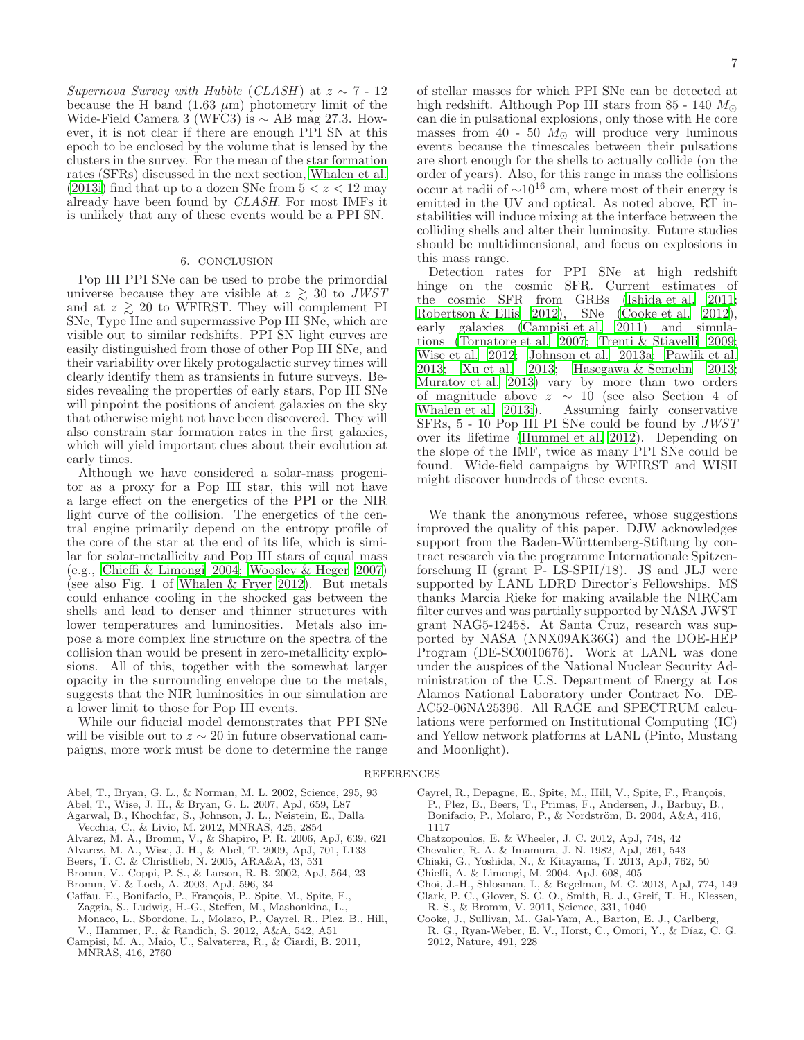*Supernova Survey with Hubble* (*CLASH*) at $z \sim 7$ - 12 because the H band (1.63 $\mu$m) photometry limit of the Wide-Field Camera 3 (WFC3) is $\sim$ AB mag 27.3. However, it is not clear if there are enough PPI SN at this epoch to be enclosed by the volume that is lensed by the clusters in the survey. For the mean of the star formation rates (SFRs) discussed in the next section, Whalen et al. (2013i) find that up to a dozen SNe from $5 < z < 12$ may already have been found by *CLASH*. For most IMFs it is unlikely that any of these events would be a PPI SN.

## 6. CONCLUSION

Pop III PPI SNe can be used to probe the primordial universe because they are visible at $z \gtrsim 30$ to *JWST* and at $z \gtrsim 20$ to WFIRST. They will complement PI SNe, Type IIne and supermassive Pop III SNe, which are visible out to similar redshifts. PPI SN light curves are easily distinguished from those of other Pop III SNe, and their variability over likely protogalactic survey times will clearly identify them as transients in future surveys. Besides revealing the properties of early stars, Pop III SNe will pinpoint the positions of ancient galaxies on the sky that otherwise might not have been discovered. They will also constrain star formation rates in the first galaxies, which will yield important clues about their evolution at early times.

Although we have considered a solar-mass progenitor as a proxy for a Pop III star, this will not have a large effect on the energetics of the PPI or the NIR light curve of the collision. The energetics of the central engine primarily depend on the entropy profile of the core of the star at the end of its life, which is similar for solar-metallicity and Pop III stars of equal mass (e.g., Chieffi & Limongi 2004; Woosley & Heger 2007) (see also Fig. 1 of Whalen & Fryer 2012). But metals could enhance cooling in the shocked gas between the shells and lead to denser and thinner structures with lower temperatures and luminosities. Metals also impose a more complex line structure on the spectra of the collision than would be present in zero-metallicity explosions. All of this, together with the somewhat larger opacity in the surrounding envelope due to the metals, suggests that the NIR luminosities in our simulation are a lower limit to those for Pop III events.

While our fiducial model demonstrates that PPI SNe will be visible out to $z \sim 20$ in future observational campaigns, more work must be done to determine the range of stellar masses for which PPI SNe can be detected at high redshift. Although Pop III stars from 85 - 140 $M_\odot$ can die in pulsational explosions, only those with He core masses from 40 - 50 $M_\odot$ will produce very luminous events because the timescales between their pulsations are short enough for the shells to actually collide (on the order of years). Also, for this range in mass the collisions occur at radii of $\sim 10^{16}$ cm, where most of their energy is emitted in the UV and optical. As noted above, RT instabilities will induce mixing at the interface between the colliding shells and alter their luminosity. Future studies should be multidimensional, and focus on explosions in this mass range.

Detection rates for PPI SNe at high redshift hinge on the cosmic SFR. Current estimates of the cosmic SFR from GRBs (Ishida et al. 2011; Robertson & Ellis 2012), SNe (Cooke et al. 2012), early galaxies (Campisi et al. 2011) and simulations (Tornatore et al. 2007; Trenti & Stiavelli 2009; Wise et al. 2012; Johnson et al. 2013a; Pawlik et al. 2013; Xu et al. 2013; Hasegawa & Semelin 2013; Muratov et al. 2013) vary by more than two orders of magnitude above $z \sim 10$ (see also Section 4 of Whalen et al. 2013i). Assuming fairly conservative SFRs, 5 - 10 Pop III PI SNe could be found by *JWST* over its lifetime (Hummel et al. 2012). Depending on the slope of the IMF, twice as many PPI SNe could be found. Wide-field campaigns by WFIRST and WISH might discover hundreds of these events.

We thank the anonymous referee, whose suggestions improved the quality of this paper. DJW acknowledges support from the Baden-Württemberg-Stiftung by contract research via the programme Internationale Spitzenforschung II (grant P- LS-SPII/18). JS and JLJ were supported by LANL LDRD Director's Fellowships. MS thanks Marcia Rieke for making available the NIRCam filter curves and was partially supported by NASA JWST grant NAG5-12458. At Santa Cruz, research was supported by NASA (NNX09AK36G) and the DOE-HEP Program (DE-SC0010676). Work at LANL was done under the auspices of the National Nuclear Security Administration of the U.S. Department of Energy at Los Alamos National Laboratory under Contract No. DE-AC52-06NA25396. All RAGE and SPECTRUM calculations were performed on Institutional Computing (IC) and Yellow network platforms at LANL (Pinto, Mustang and Moonlight).

## REFERENCES

Abel, T., Bryan, G. L., & Norman, M. L. 2002, Science, 295, 93
Abel, T., Wise, J. H., & Bryan, G. L. 2007, ApJ, 659, L87
Agarwal, B., Khochfar, S., Johnson, J. L., Neistein, E., Dalla Vecchia, C., & Livio, M. 2012, MNRAS, 425, 2854
Alvarez, M. A., Bromm, V., & Shapiro, P. R. 2006, ApJ, 639, 621
Alvarez, M. A., Wise, J. H., & Abel, T. 2009, ApJ, 701, L133
Beers, T. C. & Christlieb, N. 2005, ARA&A, 43, 531
Bromm, V., Coppi, P. S., & Larson, R. B. 2002, ApJ, 564, 23
Bromm, V. & Loeb, A. 2003, ApJ, 596, 34
Caffau, E., Bonifacio, P., François, P., Spite, M., Spite, F., Zaggia, S., Ludwig, H.-G., Steffen, M., Mashonkina, L., Monaco, L., Sbordone, L., Molaro, P., Cayrel, R., Plez, B., Hill, V., Hammer, F., & Randich, S. 2012, A&A, 542, A51
Campisi, M. A., Maio, U., Salvaterra, R., & Ciardi, B. 2011, MNRAS, 416, 2760
Cayrel, R., Depagne, E., Spite, M., Hill, V., Spite, F., François, P., Plez, B., Beers, T., Primas, F., Andersen, J., Barbuy, B., Bonifacio, P., Molaro, P., & Nordström, B. 2004, A&A, 416, 1117
Chatzopoulos, E. & Wheeler, J. C. 2012, ApJ, 748, 42
Chevalier, R. A. & Imamura, J. N. 1982, ApJ, 261, 543
Chiaki, G., Yoshida, N., & Kitayama, T. 2013, ApJ, 762, 50
Chieffi, A. & Limongi, M. 2004, ApJ, 608, 405
Choi, J.-H., Shlosman, I., & Begelman, M. C. 2013, ApJ, 774, 149
Clark, P. C., Glover, S. C. O., Smith, R. J., Greif, T. H., Klessen, R. S., & Bromm, V. 2011, Science, 331, 1040
Cooke, J., Sullivan, M., Gal-Yam, A., Barton, E. J., Carlberg, R. G., Ryan-Weber, E. V., Horst, C., Omori, Y., & Díaz, C. G. 2012, Nature, 491, 228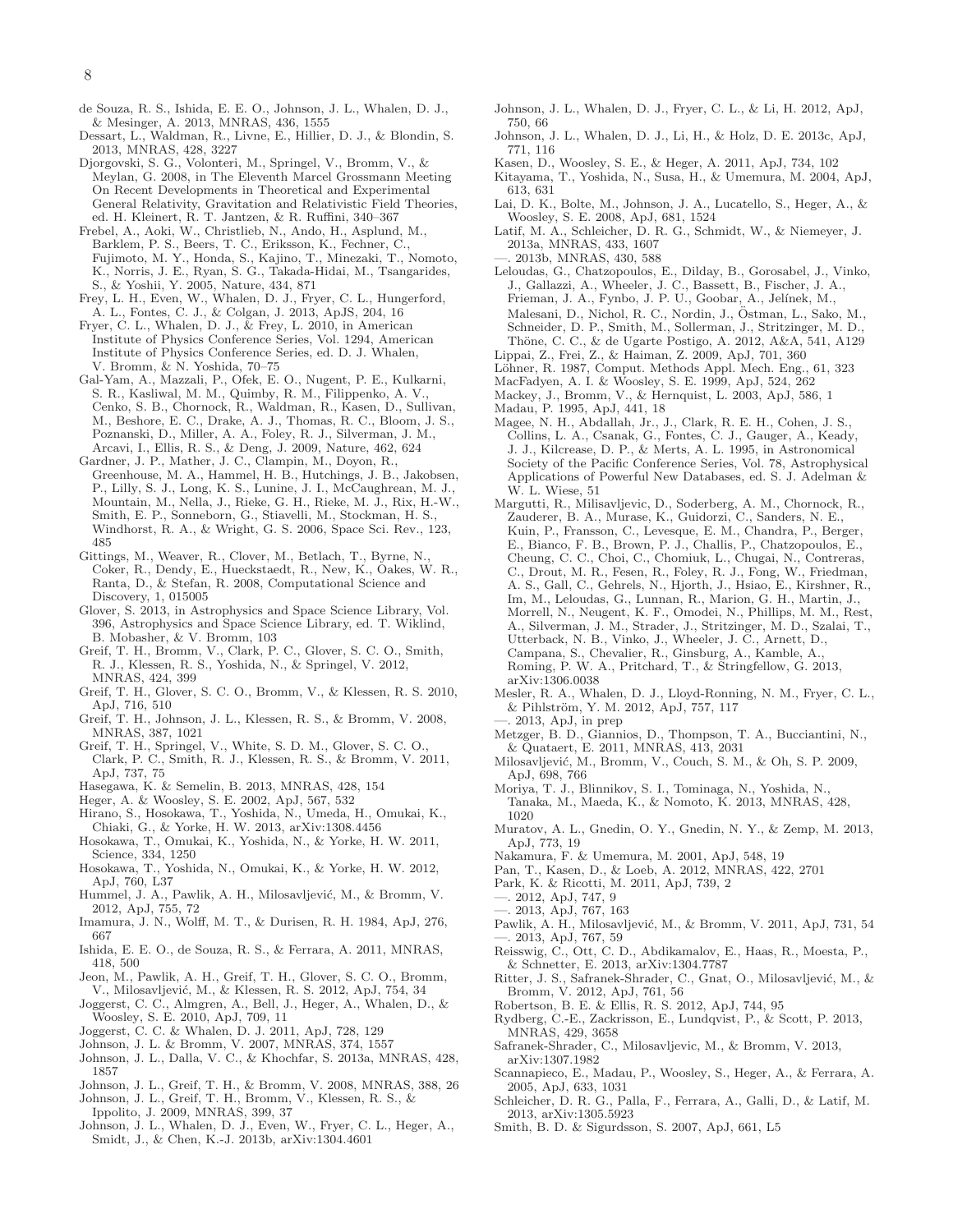de Souza, R. S., Ishida, E. E. O., Johnson, J. L., Whalen, D. J., & Mesinger, A. 2013, MNRAS, 436, 1555

Dessart, L., Waldman, R., Livne, E., Hillier, D. J., & Blondin, S. 2013, MNRAS, 428, 3227

Djorgovski, S. G., Volonteri, M., Springel, V., Bromm, V., & Meylan, G. 2008, in The Eleventh Marcel Grossmann Meeting On Recent Developments in Theoretical and Experimental General Relativity, Gravitation and Relativistic Field Theories, ed. H. Kleinert, R. T. Jantzen, & R. Ruffini, 340–367

Frebel, A., Aoki, W., Christlieb, N., Ando, H., Asplund, M., Barklem, P. S., Beers, T. C., Eriksson, K., Fechner, C., Fujimoto, M. Y., Honda, S., Kajino, T., Minezaki, T., Nomoto, K., Norris, J. E., Ryan, S. G., Takada-Hidai, M., Tsangarides, S., & Yoshii, Y. 2005, Nature, 434, 871

Frey, L. H., Even, W., Whalen, D. J., Fryer, C. L., Hungerford, A. L., Fontes, C. J., & Colgan, J. 2013, ApJS, 204, 16

Fryer, C. L., Whalen, D. J., & Frey, L. 2010, in American Institute of Physics Conference Series, Vol. 1294, American Institute of Physics Conference Series, ed. D. J. Whalen, V. Bromm, & N. Yoshida, 70–75

Gal-Yam, A., Mazzali, P., Ofek, E. O., Nugent, P. E., Kulkarni, S. R., Kasliwal, M. M., Quimby, R. M., Filippenko, A. V., Cenko, S. B., Chornock, R., Waldman, R., Kasen, D., Sullivan, M., Beshore, E. C., Drake, A. J., Thomas, R. C., Bloom, J. S., Poznanski, D., Miller, A. A., Foley, R. J., Silverman, J. M., Arcavi, I., Ellis, R. S., & Deng, J. 2009, Nature, 462, 624

Gardner, J. P., Mather, J. C., Clampin, M., Doyon, R., Greenhouse, M. A., Hammel, H. B., Hutchings, J. B., Jakobsen, P., Lilly, S. J., Long, K. S., Lunine, J. I., McCaughrean, M. J., Mountain, M., Nella, J., Rieke, G. H., Rieke, M. J., Rix, H.-W., Smith, E. P., Sonneborn, G., Stiavelli, M., Stockman, H. S., Windhorst, R. A., & Wright, G. S. 2006, Space Sci. Rev., 123, 485

Gittings, M., Weaver, R., Clover, M., Betlach, T., Byrne, N., Coker, R., Dendy, E., Hueckstaedt, R., New, K., Oakes, W. R., Ranta, D., & Stefan, R. 2008, Computational Science and Discovery, 1, 015005

Glover, S. 2013, in Astrophysics and Space Science Library, Vol. 396, Astrophysics and Space Science Library, ed. T. Wiklind, B. Mobasher, & V. Bromm, 103

Greif, T. H., Bromm, V., Clark, P. C., Glover, S. C. O., Smith, R. J., Klessen, R. S., Yoshida, N., & Springel, V. 2012, MNRAS, 424, 399

Greif, T. H., Glover, S. C. O., Bromm, V., & Klessen, R. S. 2010, ApJ, 716, 510

Greif, T. H., Johnson, J. L., Klessen, R. S., & Bromm, V. 2008, MNRAS, 387, 1021

Greif, T. H., Springel, V., White, S. D. M., Glover, S. C. O., Clark, P. C., Smith, R. J., Klessen, R. S., & Bromm, V. 2011, ApJ, 737, 75

Hasegawa, K. & Semelin, B. 2013, MNRAS, 428, 154

Heger, A. & Woosley, S. E. 2002, ApJ, 567, 532

Hirano, S., Hosokawa, T., Yoshida, N., Umeda, H., Omukai, K., Chiaki, G., & Yorke, H. W. 2013, arXiv:1308.4456

Hosokawa, T., Omukai, K., Yoshida, N., & Yorke, H. W. 2011, Science, 334, 1250

Hosokawa, T., Yoshida, N., Omukai, K., & Yorke, H. W. 2012, ApJ, 760, L37

Hummel, J. A., Pawlik, A. H., Milosavljević, M., & Bromm, V. 2012, ApJ, 755, 72

Imamura, J. N., Wolff, M. T., & Durisen, R. H. 1984, ApJ, 276, 667

Ishida, E. E. O., de Souza, R. S., & Ferrara, A. 2011, MNRAS, 418, 500

Jeon, M., Pawlik, A. H., Greif, T. H., Glover, S. C. O., Bromm, V., Milosavljević, M., & Klessen, R. S. 2012, ApJ, 754, 34

Joggerst, C. C., Almgren, A., Bell, J., Heger, A., Whalen, D., & Woosley, S. E. 2010, ApJ, 709, 11

Joggerst, C. C. & Whalen, D. J. 2011, ApJ, 728, 129

Johnson, J. L. & Bromm, V. 2007, MNRAS, 374, 1557

Johnson, J. L., Dalla, V. C., & Khochfar, S. 2013a, MNRAS, 428, 1857

Johnson, J. L., Greif, T. H., & Bromm, V. 2008, MNRAS, 388, 26

Johnson, J. L., Greif, T. H., Bromm, V., Klessen, R. S., & Ippolito, J. 2009, MNRAS, 399, 37

Johnson, J. L., Whalen, D. J., Even, W., Fryer, C. L., Heger, A., Smidt, J., & Chen, K.-J. 2013b, arXiv:1304.4601

Johnson, J. L., Whalen, D. J., Fryer, C. L., & Li, H. 2012, ApJ, 750, 66

Johnson, J. L., Whalen, D. J., Li, H., & Holz, D. E. 2013c, ApJ, 771, 116

Kasen, D., Woosley, S. E., & Heger, A. 2011, ApJ, 734, 102

Kitayama, T., Yoshida, N., Susa, H., & Umemura, M. 2004, ApJ, 613, 631

Lai, D. K., Bolte, M., Johnson, J. A., Lucatello, S., Heger, A., & Woosley, S. E. 2008, ApJ, 681, 1524

Latif, M. A., Schleicher, D. R. G., Schmidt, W., & Niemeyer, J. 2013a, MNRAS, 433, 1607

—. 2013b, MNRAS, 430, 588

Leloudas, G., Chatzopoulos, E., Dilday, B., Gorosabel, J., Vinko, J., Gallazzi, A., Wheeler, J. C., Bassett, B., Fischer, J. A., Frieman, J. A., Fynbo, J. P. U., Goobar, A., Jelínek, M., Malesani, D., Nichol, R. C., Nordin, J., Östman, L., Sako, M., Schneider, D. P., Smith, M., Sollerman, J., Stritzinger, M. D., Thöne, C. C., & de Ugarte Postigo, A. 2012, A&A, 541, A129

Lippai, Z., Frei, Z., & Haiman, Z. 2009, ApJ, 701, 360

Löhner, R. 1987, Comput. Methods Appl. Mech. Eng., 61, 323

MacFadyen, A. I. & Woosley, S. E. 1999, ApJ, 524, 262

Mackey, J., Bromm, V., & Hernquist, L. 2003, ApJ, 586, 1

Madau, P. 1995, ApJ, 441, 18

Magee, N. H., Abdallah, Jr., J., Clark, R. E. H., Cohen, J. S., Collins, L. A., Csanak, G., Fontes, C. J., Gauger, A., Keady, J. J., Kilcrease, D. P., & Merts, A. L. 1995, in Astronomical Society of the Pacific Conference Series, Vol. 78, Astrophysical Applications of Powerful New Databases, ed. S. J. Adelman & W. L. Wiese, 51

Margutti, R., Milisavljevic, D., Soderberg, A. M., Chornock, R., Zauderer, B. A., Murase, K., Guidorzi, C., Sanders, N. E., Kuin, P., Fransson, C., Levesque, E. M., Chandra, P., Berger, E., Bianco, F. B., Brown, P. J., Challis, P., Chatzopoulos, E., Cheung, C. C., Choi, C., Chomiuk, L., Chugai, N., Contreras, C., Drout, M. R., Fesen, R., Foley, R. J., Fong, W., Friedman, A. S., Gall, C., Gehrels, N., Hjorth, J., Hsiao, E., Kirshner, R., Im, M., Leloudas, G., Lunnan, R., Marion, G. H., Martin, J., Morrell, N., Neugent, K. F., Omodei, N., Phillips, M. M., Rest, A., Silverman, J. M., Strader, J., Stritzinger, M. D., Szalai, T., Utterback, N. B., Vinko, J., Wheeler, J. C., Arnett, D., Campana, S., Chevalier, R., Ginsburg, A., Kamble, A., Roming, P. W. A., Pritchard, T., & Stringfellow, G. 2013, arXiv:1306.0038

Mesler, R. A., Whalen, D. J., Lloyd-Ronning, N. M., Fryer, C. L., & Pihlström, Y. M. 2012, ApJ, 757, 117

—. 2013, ApJ, in prep

Metzger, B. D., Giannios, D., Thompson, T. A., Bucciantini, N., & Quataert, E. 2011, MNRAS, 413, 2031

Milosavljević, M., Bromm, V., Couch, S. M., & Oh, S. P. 2009, ApJ, 698, 766

Moriya, T. J., Blinnikov, S. I., Tominaga, N., Yoshida, N., Tanaka, M., Maeda, K., & Nomoto, K. 2013, MNRAS, 428, 1020

Muratov, A. L., Gnedin, O. Y., Gnedin, N. Y., & Zemp, M. 2013, ApJ, 773, 19

Nakamura, F. & Umemura, M. 2001, ApJ, 548, 19

Pan, T., Kasen, D., & Loeb, A. 2012, MNRAS, 422, 2701

Park, K. & Ricotti, M. 2011, ApJ, 739, 2

—. 2012, ApJ, 747, 9

—. 2013, ApJ, 767, 163

Pawlik, A. H., Milosavljević, M., & Bromm, V. 2011, ApJ, 731, 54

—. 2013, ApJ, 767, 59

Reisswig, C., Ott, C. D., Abdikamalov, E., Haas, R., Moesta, P., & Schnetter, E. 2013, arXiv:1304.7787

Ritter, J. S., Safranek-Shrader, C., Gnat, O., Milosavljević, M., & Bromm, V. 2012, ApJ, 761, 56

Robertson, B. E. & Ellis, R. S. 2012, ApJ, 744, 95

Rydberg, C.-E., Zackrisson, E., Lundqvist, P., & Scott, P. 2013, MNRAS, 429, 3658

Safranek-Shrader, C., Milosavljevic, M., & Bromm, V. 2013, arXiv:1307.1982

Scannapieco, E., Madau, P., Woosley, S., Heger, A., & Ferrara, A. 2005, ApJ, 633, 1031

Schleicher, D. R. G., Palla, F., Ferrara, A., Galli, D., & Latif, M. 2013, arXiv:1305.5923

Smith, B. D. & Sigurdsson, S. 2007, ApJ, 661, L5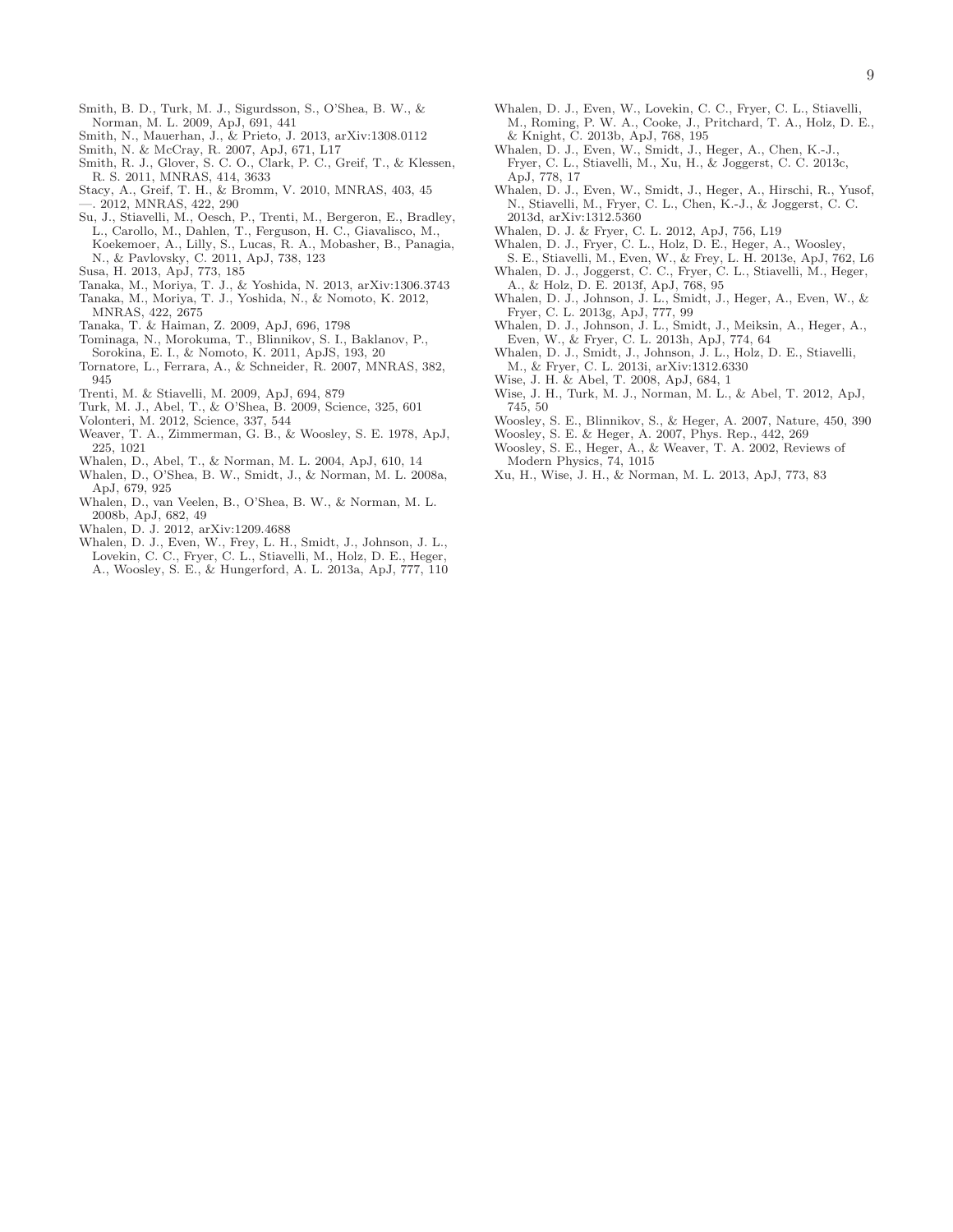Smith, B. D., Turk, M. J., Sigurdsson, S., O'Shea, B. W., & Norman, M. L. 2009, ApJ, 691, 441

Smith, N., Mauerhan, J., & Prieto, J. 2013, arXiv:1308.0112

Smith, N. & McCray, R. 2007, ApJ, 671, L17

Smith, R. J., Glover, S. C. O., Clark, P. C., Greif, T., & Klessen, R. S. 2011, MNRAS, 414, 3633

Stacy, A., Greif, T. H., & Bromm, V. 2010, MNRAS, 403, 45

—. 2012, MNRAS, 422, 290

Su, J., Stiavelli, M., Oesch, P., Trenti, M., Bergeron, E., Bradley, L., Carollo, M., Dahlen, T., Ferguson, H. C., Giavalisco, M., Koekemoer, A., Lilly, S., Lucas, R. A., Mobasher, B., Panagia, N., & Pavlovsky, C. 2011, ApJ, 738, 123

Susa, H. 2013, ApJ, 773, 185

Tanaka, M., Moriya, T. J., & Yoshida, N. 2013, arXiv:1306.3743

Tanaka, M., Moriya, T. J., Yoshida, N., & Nomoto, K. 2012, MNRAS, 422, 2675

Tanaka, T. & Haiman, Z. 2009, ApJ, 696, 1798

Tominaga, N., Morokuma, T., Blinnikov, S. I., Baklanov, P., Sorokina, E. I., & Nomoto, K. 2011, ApJS, 193, 20

Tornatore, L., Ferrara, A., & Schneider, R. 2007, MNRAS, 382, 945

Trenti, M. & Stiavelli, M. 2009, ApJ, 694, 879

Turk, M. J., Abel, T., & O'Shea, B. 2009, Science, 325, 601

Volonteri, M. 2012, Science, 337, 544

Weaver, T. A., Zimmerman, G. B., & Woosley, S. E. 1978, ApJ, 225, 1021

Whalen, D., Abel, T., & Norman, M. L. 2004, ApJ, 610, 14

Whalen, D., O'Shea, B. W., Smidt, J., & Norman, M. L. 2008a, ApJ, 679, 925

Whalen, D., van Veelen, B., O'Shea, B. W., & Norman, M. L. 2008b, ApJ, 682, 49

Whalen, D. J. 2012, arXiv:1209.4688

Whalen, D. J., Even, W., Frey, L. H., Smidt, J., Johnson, J. L., Lovekin, C. C., Fryer, C. L., Stiavelli, M., Holz, D. E., Heger, A., Woosley, S. E., & Hungerford, A. L. 2013a, ApJ, 777, 110

Whalen, D. J., Even, W., Lovekin, C. C., Fryer, C. L., Stiavelli, M., Roming, P. W. A., Cooke, J., Pritchard, T. A., Holz, D. E., & Knight, C. 2013b, ApJ, 768, 195

Whalen, D. J., Even, W., Smidt, J., Heger, A., Chen, K.-J., Fryer, C. L., Stiavelli, M., Xu, H., & Joggerst, C. C. 2013c, ApJ, 778, 17

Whalen, D. J., Even, W., Smidt, J., Heger, A., Hirschi, R., Yusof, N., Stiavelli, M., Fryer, C. L., Chen, K.-J., & Joggerst, C. C. 2013d, arXiv:1312.5360

Whalen, D. J. & Fryer, C. L. 2012, ApJ, 756, L19

Whalen, D. J., Fryer, C. L., Holz, D. E., Heger, A., Woosley, S. E., Stiavelli, M., Even, W., & Frey, L. H. 2013e, ApJ, 762, L6

Whalen, D. J., Joggerst, C. C., Fryer, C. L., Stiavelli, M., Heger, A., & Holz, D. E. 2013f, ApJ, 768, 95

Whalen, D. J., Johnson, J. L., Smidt, J., Heger, A., Even, W., & Fryer, C. L. 2013g, ApJ, 777, 99

Whalen, D. J., Johnson, J. L., Smidt, J., Meiksin, A., Heger, A., Even, W., & Fryer, C. L. 2013h, ApJ, 774, 64

Whalen, D. J., Smidt, J., Johnson, J. L., Holz, D. E., Stiavelli, M., & Fryer, C. L. 2013i, arXiv:1312.6330

Wise, J. H. & Abel, T. 2008, ApJ, 684, 1

Wise, J. H., Turk, M. J., Norman, M. L., & Abel, T. 2012, ApJ, 745, 50

Woosley, S. E., Blinnikov, S., & Heger, A. 2007, Nature, 450, 390

Woosley, S. E. & Heger, A. 2007, Phys. Rep., 442, 269

Woosley, S. E., Heger, A., & Weaver, T. A. 2002, Reviews of Modern Physics, 74, 1015

Xu, H., Wise, J. H., & Norman, M. L. 2013, ApJ, 773, 83